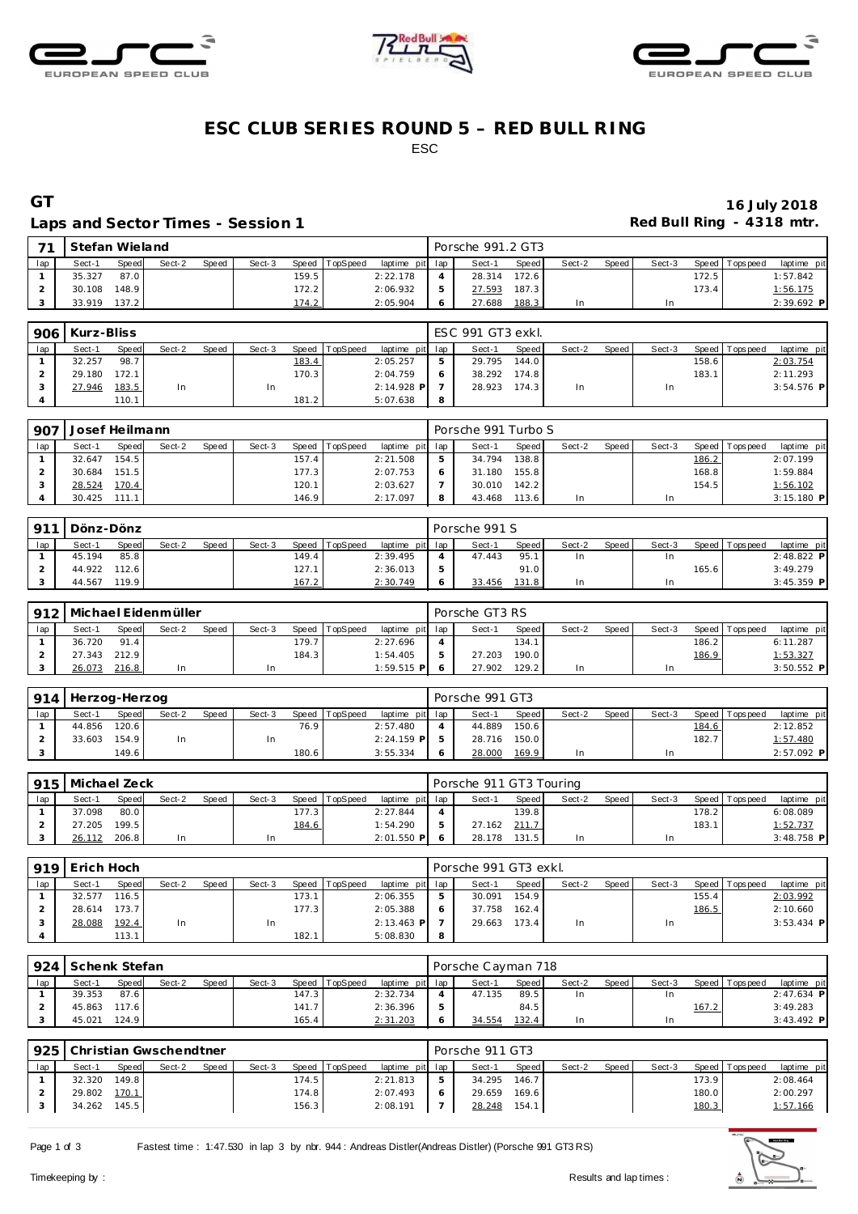# ESC CLUB SERIES ROUND 5 – RED BULL RING

ESC

## GT

**16 July 2018**

### Laps and Sector Times - Session 1

**Red Bull Ring - 4318 mtr.**

| 71 | Stefan Wieland | | | | | | | | Porsche 991.2 GT3 | | | | | | | | |
|---|---|---|---|---|---|---|---|---|---|---|---|---|---|---|---|---|---|
| lap | Sect-1 | Speed | Sect-2 | Speed | Sect-3 | Speed | TopSpeed | laptime pit | lap | Sect-1 | Speed | Sect-2 | Speed | Sect-3 | Speed | Topspeed | laptime pit |
| 1 | 35.327 | 87.0 | | | | 159.5 | | 2:22.178 | 4 | 28.314 | 172.6 | | | | 172.5 | | 1:57.842 |
| 2 | 30.108 | 148.9 | | | | 172.2 | | 2:06.932 | 5 | 27.593 | 187.3 | | | | 173.4 | | 1:56.175 |
| 3 | 33.919 | 137.2 | | | | 174.2 | | 2:05.904 | 6 | 27.688 | 188.3 | In | | In | | | 2:39.692 P |

| 906 | Kurz-Bliss | | | | | | | | ESC 991 GT3 exkl. | | | | | | | | |
|---|---|---|---|---|---|---|---|---|---|---|---|---|---|---|---|---|---|
| lap | Sect-1 | Speed | Sect-2 | Speed | Sect-3 | Speed | TopSpeed | laptime pit | lap | Sect-1 | Speed | Sect-2 | Speed | Sect-3 | Speed | Topspeed | laptime pit |
| 1 | 32.257 | 98.7 | | | | 183.4 | | 2:05.257 | 5 | 29.795 | 144.0 | | | | 158.6 | | 2:03.754 |
| 2 | 29.180 | 172.1 | | | | 170.3 | | 2:04.759 | 6 | 38.292 | 174.8 | | | | 183.1 | | 2:11.293 |
| 3 | 27.946 | 183.5 | In | | In | | | 2:14.928 P | 7 | 28.923 | 174.3 | In | | In | | | 3:54.576 P |
| 4 | | 110.1 | | | | 181.2 | | 5:07.638 | 8 | | | | | | | | |

| 907 | Josef Heilmann | | | | | | | | Porsche 991 Turbo S | | | | | | | | |
|---|---|---|---|---|---|---|---|---|---|---|---|---|---|---|---|---|---|
| lap | Sect-1 | Speed | Sect-2 | Speed | Sect-3 | Speed | TopSpeed | laptime pit | lap | Sect-1 | Speed | Sect-2 | Speed | Sect-3 | Speed | Topspeed | laptime pit |
| 1 | 32.647 | 154.5 | | | | 157.4 | | 2:21.508 | 5 | 34.794 | 138.8 | | | | 186.2 | | 2:07.199 |
| 2 | 30.684 | 151.5 | | | | 177.3 | | 2:07.753 | 6 | 31.180 | 155.8 | | | | 168.8 | | 1:59.884 |
| 3 | 28.524 | 170.4 | | | | 120.1 | | 2:03.627 | 7 | 30.010 | 142.2 | | | | 154.5 | | 1:56.102 |
| 4 | 30.425 | 111.1 | | | | 146.9 | | 2:17.097 | 8 | 43.468 | 113.6 | In | | In | | | 3:15.180 P |

| 911 | Dönz-Dönz | | | | | | | | Porsche 991 S | | | | | | | | |
|---|---|---|---|---|---|---|---|---|---|---|---|---|---|---|---|---|---|
| lap | Sect-1 | Speed | Sect-2 | Speed | Sect-3 | Speed | TopSpeed | laptime pit | lap | Sect-1 | Speed | Sect-2 | Speed | Sect-3 | Speed | Topspeed | laptime pit |
| 1 | 45.194 | 85.8 | | | | 149.4 | | 2:39.495 | 4 | 47.443 | 95.1 | In | | In | | | 2:48.822 P |
| 2 | 44.922 | 112.6 | | | | 127.1 | | 2:36.013 | 5 | | 91.0 | | | | 165.6 | | 3:49.279 |
| 3 | 44.567 | 119.9 | | | | 167.2 | | 2:30.749 | 6 | 33.456 | 131.8 | In | | In | | | 3:45.359 P |

| 912 | Michael Eidenmüller | | | | | | | | Porsche GT3 RS | | | | | | | | |
|---|---|---|---|---|---|---|---|---|---|---|---|---|---|---|---|---|---|
| lap | Sect-1 | Speed | Sect-2 | Speed | Sect-3 | Speed | TopSpeed | laptime pit | lap | Sect-1 | Speed | Sect-2 | Speed | Sect-3 | Speed | Topspeed | laptime pit |
| 1 | 36.720 | 91.4 | | | | 179.7 | | 2:27.696 | 4 | | 134.1 | | | | 186.2 | | 6:11.287 |
| 2 | 27.343 | 212.9 | | | | 184.3 | | 1:54.405 | 5 | 27.203 | 190.0 | | | | 186.9 | | 1:53.327 |
| 3 | 26.073 | 216.8 | In | | In | | | 1:59.515 P | 6 | 27.902 | 129.2 | In | | In | | | 3:50.552 P |

| 914 | Herzog-Herzog | | | | | | | | Porsche 991 GT3 | | | | | | | | |
|---|---|---|---|---|---|---|---|---|---|---|---|---|---|---|---|---|---|
| lap | Sect-1 | Speed | Sect-2 | Speed | Sect-3 | Speed | TopSpeed | laptime pit | lap | Sect-1 | Speed | Sect-2 | Speed | Sect-3 | Speed | Topspeed | laptime pit |
| 1 | 44.856 | 120.6 | | | | 76.9 | | 2:57.480 | 4 | 44.889 | 150.6 | | | | 184.6 | | 2:12.852 |
| 2 | 33.603 | 154.9 | In | | In | | | 2:24.159 P | 5 | 28.716 | 150.0 | | | | 182.7 | | 1:57.480 |
| 3 | | 149.6 | | | | 180.6 | | 3:55.334 | 6 | 28.000 | 169.9 | In | | In | | | 2:57.092 P |

| 915 | Michael Zeck | | | | | | | | Porsche 911 GT3 Touring | | | | | | | | |
|---|---|---|---|---|---|---|---|---|---|---|---|---|---|---|---|---|---|
| lap | Sect-1 | Speed | Sect-2 | Speed | Sect-3 | Speed | TopSpeed | laptime pit | lap | Sect-1 | Speed | Sect-2 | Speed | Sect-3 | Speed | Topspeed | laptime pit |
| 1 | 37.098 | 80.0 | | | | 177.3 | | 2:27.844 | 4 | | 139.8 | | | | 178.2 | | 6:08.089 |
| 2 | 27.205 | 199.5 | | | | 184.6 | | 1:54.290 | 5 | 27.162 | 211.7 | | | | 183.1 | | 1:52.737 |
| 3 | 26.112 | 206.8 | In | | In | | | 2:01.550 P | 6 | 28.178 | 131.5 | In | | In | | | 3:48.758 P |

| 919 | Erich Hoch | | | | | | | | Porsche 991 GT3 exkl. | | | | | | | | |
|---|---|---|---|---|---|---|---|---|---|---|---|---|---|---|---|---|---|
| lap | Sect-1 | Speed | Sect-2 | Speed | Sect-3 | Speed | TopSpeed | laptime pit | lap | Sect-1 | Speed | Sect-2 | Speed | Sect-3 | Speed | Topspeed | laptime pit |
| 1 | 32.577 | 116.5 | | | | 173.1 | | 2:06.355 | 5 | 30.091 | 154.9 | | | | 155.4 | | 2:03.992 |
| 2 | 28.614 | 173.7 | | | | 177.3 | | 2:05.388 | 6 | 37.758 | 162.4 | | | | 186.5 | | 2:10.660 |
| 3 | 28.088 | 192.4 | In | | In | | | 2:13.463 P | 7 | 29.663 | 173.4 | In | | In | | | 3:53.434 P |
| 4 | | 113.1 | | | | 182.1 | | 5:08.830 | 8 | | | | | | | | |

| 924 | Schenk Stefan | | | | | | | | Porsche Cayman 718 | | | | | | | | |
|---|---|---|---|---|---|---|---|---|---|---|---|---|---|---|---|---|---|
| lap | Sect-1 | Speed | Sect-2 | Speed | Sect-3 | Speed | TopSpeed | laptime pit | lap | Sect-1 | Speed | Sect-2 | Speed | Sect-3 | Speed | Topspeed | laptime pit |
| 1 | 39.353 | 87.6 | | | | 147.3 | | 2:32.734 | 4 | 47.135 | 89.5 | In | | In | | | 2:47.634 P |
| 2 | 45.863 | 117.6 | | | | 141.7 | | 2:36.396 | 5 | | 84.5 | | | | 167.2 | | 3:49.283 |
| 3 | 45.021 | 124.9 | | | | 165.4 | | 2:31.203 | 6 | 34.554 | 132.4 | In | | In | | | 3:43.492 P |

| 925 | Christian Gwschendtner | | | | | | | | Porsche 911 GT3 | | | | | | | | |
|---|---|---|---|---|---|---|---|---|---|---|---|---|---|---|---|---|---|
| lap | Sect-1 | Speed | Sect-2 | Speed | Sect-3 | Speed | TopSpeed | laptime pit | lap | Sect-1 | Speed | Sect-2 | Speed | Sect-3 | Speed | Topspeed | laptime pit |
| 1 | 32.320 | 149.8 | | | | 174.5 | | 2:21.813 | 5 | 34.295 | 146.7 | | | | 173.9 | | 2:08.464 |
| 2 | 29.802 | 170.1 | | | | 174.8 | | 2:07.493 | 6 | 29.659 | 169.6 | | | | 180.0 | | 2:00.297 |
| 3 | 34.262 | 145.5 | | | | 156.3 | | 2:08.191 | 7 | 28.248 | 154.1 | | | | 180.3 | | 1:57.166 |

Fastest time : 1:47.530 in lap 3 by nbr. 944 : Andreas Distler(Andreas Distler) (Porsche 991 GT3 RS)

Timekeeping by :

Results and lap times :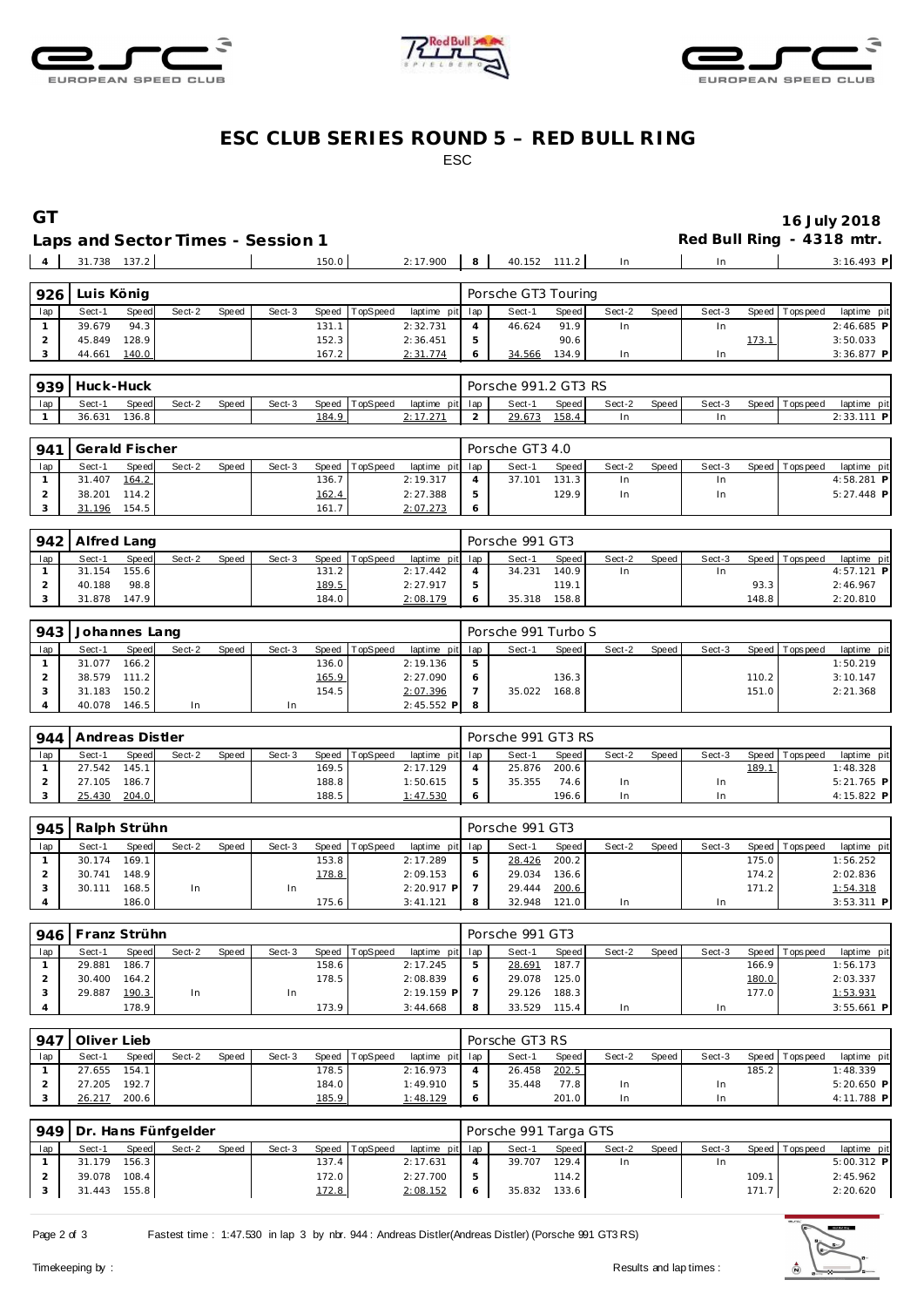# ESC CLUB SERIES ROUND 5 – RED BULL RING

ESC

## GT

16 July 2018

### Laps and Sector Times - Session 1

Red Bull Ring - 4318 mtr.

| 4 | 31.738 | 137.2 | | | | 150.0 | | 2:17.900 | 8 | 40.152 | 111.2 | In | | In | | | 3:16.493 P |
|---|---|---|---|---|---|---|---|---|---|---|---|---|---|---|---|---|---|

**926 Luis König** — Porsche GT3 Touring

| lap | Sect-1 | Speed | Sect-2 | Speed | Sect-3 | Speed | TopSpeed | laptime pit | lap | Sect-1 | Speed | Sect-2 | Speed | Sect-3 | Speed | Topspeed | laptime pit |
|---|---|---|---|---|---|---|---|---|---|---|---|---|---|---|---|---|---|
| 1 | 39.679 | 94.3 | | | | 131.1 | | 2:32.731 | 4 | 46.624 | 91.9 | In | | In | | | 2:46.685 P |
| 2 | 45.849 | 128.9 | | | | 152.3 | | 2:36.451 | 5 | | 90.6 | | | | 173.1 | | 3:50.033 |
| 3 | 44.661 | 140.0 | | | | 167.2 | | 2:31.774 | 6 | 34.566 | 134.9 | In | | In | | | 3:36.877 P |

**939 Huck-Huck** — Porsche 991.2 GT3 RS

| lap | Sect-1 | Speed | Sect-2 | Speed | Sect-3 | Speed | TopSpeed | laptime pit | lap | Sect-1 | Speed | Sect-2 | Speed | Sect-3 | Speed | Topspeed | laptime pit |
|---|---|---|---|---|---|---|---|---|---|---|---|---|---|---|---|---|---|
| 1 | 36.631 | 136.8 | | | | 184.9 | | 2:17.271 | 2 | 29.673 | 158.4 | In | | In | | | 2:33.111 P |

**941 Gerald Fischer** — Porsche GT3 4.0

| lap | Sect-1 | Speed | Sect-2 | Speed | Sect-3 | Speed | TopSpeed | laptime pit | lap | Sect-1 | Speed | Sect-2 | Speed | Sect-3 | Speed | Topspeed | laptime pit |
|---|---|---|---|---|---|---|---|---|---|---|---|---|---|---|---|---|---|
| 1 | 31.407 | 164.2 | | | | 136.7 | | 2:19.317 | 4 | 37.101 | 131.3 | In | | In | | | 4:58.281 P |
| 2 | 38.201 | 114.2 | | | | 162.4 | | 2:27.388 | 5 | | 129.9 | In | | In | | | 5:27.448 P |
| 3 | 31.196 | 154.5 | | | | 161.7 | | 2:07.273 | 6 | | | | | | | | |

**942 Alfred Lang** — Porsche 991 GT3

| lap | Sect-1 | Speed | Sect-2 | Speed | Sect-3 | Speed | TopSpeed | laptime pit | lap | Sect-1 | Speed | Sect-2 | Speed | Sect-3 | Speed | Topspeed | laptime pit |
|---|---|---|---|---|---|---|---|---|---|---|---|---|---|---|---|---|---|
| 1 | 31.154 | 155.6 | | | | 131.2 | | 2:17.442 | 4 | 34.231 | 140.9 | In | | In | | | 4:57.121 P |
| 2 | 40.188 | 98.8 | | | | 189.5 | | 2:27.917 | 5 | | 119.1 | | | | 93.3 | | 2:46.967 |
| 3 | 31.878 | 147.9 | | | | 184.0 | | 2:08.179 | 6 | 35.318 | 158.8 | | | | 148.8 | | 2:20.810 |

**943 Johannes Lang** — Porsche 991 Turbo S

| lap | Sect-1 | Speed | Sect-2 | Speed | Sect-3 | Speed | TopSpeed | laptime pit | lap | Sect-1 | Speed | Sect-2 | Speed | Sect-3 | Speed | Topspeed | laptime pit |
|---|---|---|---|---|---|---|---|---|---|---|---|---|---|---|---|---|---|
| 1 | 31.077 | 166.2 | | | | 136.0 | | 2:19.136 | 5 | | | | | | | | 1:50.219 |
| 2 | 38.579 | 111.2 | | | | 165.9 | | 2:27.090 | 6 | | 136.3 | | | | 110.2 | | 3:10.147 |
| 3 | 31.183 | 150.2 | | | | 154.5 | | 2:07.396 | 7 | 35.022 | 168.8 | | | | 151.0 | | 2:21.368 |
| 4 | 40.078 | 146.5 | In | | In | | | 2:45.552 P | 8 | | | | | | | | |

**944 Andreas Distler** — Porsche 991 GT3 RS

| lap | Sect-1 | Speed | Sect-2 | Speed | Sect-3 | Speed | TopSpeed | laptime pit | lap | Sect-1 | Speed | Sect-2 | Speed | Sect-3 | Speed | Topspeed | laptime pit |
|---|---|---|---|---|---|---|---|---|---|---|---|---|---|---|---|---|---|
| 1 | 27.542 | 145.1 | | | | 169.5 | | 2:17.129 | 4 | 25.876 | 200.6 | | | | 189.1 | | 1:48.328 |
| 2 | 27.105 | 186.7 | | | | 188.8 | | 1:50.615 | 5 | 35.355 | 74.6 | In | | In | | | 5:21.765 P |
| 3 | 25.430 | 204.0 | | | | 188.5 | | 1:47.530 | 6 | | 196.6 | In | | In | | | 4:15.822 P |

**945 Ralph Strühn** — Porsche 991 GT3

| lap | Sect-1 | Speed | Sect-2 | Speed | Sect-3 | Speed | TopSpeed | laptime pit | lap | Sect-1 | Speed | Sect-2 | Speed | Sect-3 | Speed | Topspeed | laptime pit |
|---|---|---|---|---|---|---|---|---|---|---|---|---|---|---|---|---|---|
| 1 | 30.174 | 169.1 | | | | 153.8 | | 2:17.289 | 5 | 28.426 | 200.2 | | | | 175.0 | | 1:56.252 |
| 2 | 30.741 | 148.9 | | | | 178.8 | | 2:09.153 | 6 | 29.034 | 136.6 | | | | 174.2 | | 2:02.836 |
| 3 | 30.111 | 168.5 | In | | In | | | 2:20.917 P | 7 | 29.444 | 200.6 | | | | 171.2 | | 1:54.318 |
| 4 | | 186.0 | | | | 175.6 | | 3:41.121 | 8 | 32.948 | 121.0 | In | | In | | | 3:53.311 P |

**946 Franz Strühn** — Porsche 991 GT3

| lap | Sect-1 | Speed | Sect-2 | Speed | Sect-3 | Speed | TopSpeed | laptime pit | lap | Sect-1 | Speed | Sect-2 | Speed | Sect-3 | Speed | Topspeed | laptime pit |
|---|---|---|---|---|---|---|---|---|---|---|---|---|---|---|---|---|---|
| 1 | 29.881 | 186.7 | | | | 158.6 | | 2:17.245 | 5 | 28.691 | 187.7 | | | | 166.9 | | 1:56.173 |
| 2 | 30.400 | 164.2 | | | | 178.5 | | 2:08.839 | 6 | 29.078 | 125.0 | | | | 180.0 | | 2:03.337 |
| 3 | 29.887 | 190.3 | In | | In | | | 2:19.159 P | 7 | 29.126 | 188.3 | | | | 177.0 | | 1:53.931 |
| 4 | | 178.9 | | | | 173.9 | | 3:44.668 | 8 | 33.529 | 115.4 | In | | In | | | 3:55.661 P |

**947 Oliver Lieb** — Porsche GT3 RS

| lap | Sect-1 | Speed | Sect-2 | Speed | Sect-3 | Speed | TopSpeed | laptime pit | lap | Sect-1 | Speed | Sect-2 | Speed | Sect-3 | Speed | Topspeed | laptime pit |
|---|---|---|---|---|---|---|---|---|---|---|---|---|---|---|---|---|---|
| 1 | 27.655 | 154.1 | | | | 178.5 | | 2:16.973 | 4 | 26.458 | 202.5 | | | | 185.2 | | 1:48.339 |
| 2 | 27.205 | 192.7 | | | | 184.0 | | 1:49.910 | 5 | 35.448 | 77.8 | In | | In | | | 5:20.650 P |
| 3 | 26.217 | 200.6 | | | | 185.9 | | 1:48.129 | 6 | | 201.0 | In | | In | | | 4:11.788 P |

**949 Dr. Hans Fünfgelder** — Porsche 991 Targa GTS

| lap | Sect-1 | Speed | Sect-2 | Speed | Sect-3 | Speed | TopSpeed | laptime pit | lap | Sect-1 | Speed | Sect-2 | Speed | Sect-3 | Speed | Topspeed | laptime pit |
|---|---|---|---|---|---|---|---|---|---|---|---|---|---|---|---|---|---|
| 1 | 31.179 | 156.3 | | | | 137.4 | | 2:17.631 | 4 | 39.707 | 129.4 | In | | In | | | 5:00.312 P |
| 2 | 39.078 | 108.4 | | | | 172.0 | | 2:27.700 | 5 | | 114.2 | | | | 109.1 | | 2:45.962 |
| 3 | 31.443 | 155.8 | | | | 172.8 | | 2:08.152 | 6 | 35.832 | 133.6 | | | | 171.7 | | 2:20.620 |

Fastest time : 1:47.530 in lap 3 by nbr. 944 : Andreas Distler(Andreas Distler) (Porsche 991 GT3 RS)

Timekeeping by :

Results and lap times :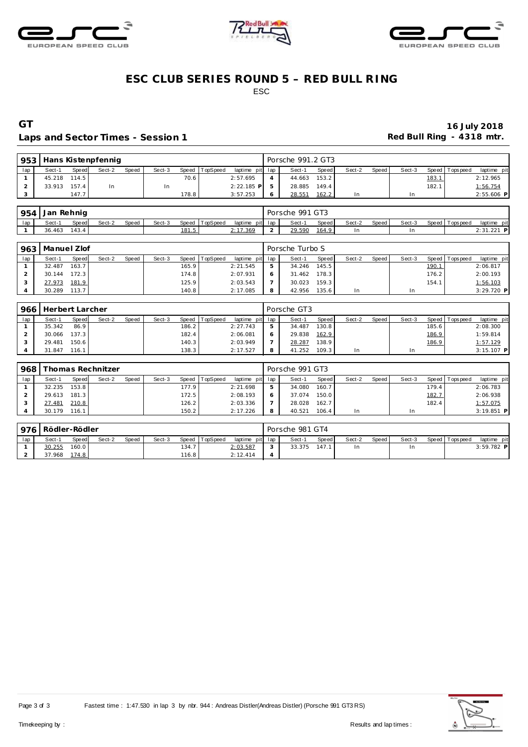# ESC CLUB SERIES ROUND 5 – RED BULL RING

ESC

**GT** **16 July 2018**

**Laps and Sector Times - Session 1** **Red Bull Ring - 4318 mtr.**

| 953 | Hans Kistenpfennig | | | | | | | | Porsche 991.2 GT3 | | | | | | | | |
|---|---|---|---|---|---|---|---|---|---|---|---|---|---|---|---|---|---|
| lap | Sect-1 | Speed | Sect-2 | Speed | Sect-3 | Speed | TopSpeed | laptime pit | lap | Sect-1 | Speed | Sect-2 | Speed | Sect-3 | Speed | Topspeed | laptime pit |
| 1 | 45.218 | 114.5 | | | | 70.6 | | 2:57.695 | 4 | 44.663 | 153.2 | | | | 183.1 | | 2:12.965 |
| 2 | 33.913 | 157.4 | In | | In | | | 2:22.185 P | 5 | 28.885 | 149.4 | | | | 182.1 | | 1:56.754 |
| 3 | | 147.7 | | | | 178.8 | | 3:57.253 | 6 | 28.551 | 162.2 | In | | In | | | 2:55.606 P |

| 954 | Jan Rehnig | | | | | | | | Porsche 991 GT3 | | | | | | | | |
|---|---|---|---|---|---|---|---|---|---|---|---|---|---|---|---|---|---|
| lap | Sect-1 | Speed | Sect-2 | Speed | Sect-3 | Speed | TopSpeed | laptime pit | lap | Sect-1 | Speed | Sect-2 | Speed | Sect-3 | Speed | Topspeed | laptime pit |
| 1 | 36.463 | 143.4 | | | | 181.5 | | 2:17.369 | 2 | 29.590 | 164.9 | In | | In | | | 2:31.221 P |

| 963 | Manuel Zlof | | | | | | | | Porsche Turbo S | | | | | | | | |
|---|---|---|---|---|---|---|---|---|---|---|---|---|---|---|---|---|---|
| lap | Sect-1 | Speed | Sect-2 | Speed | Sect-3 | Speed | TopSpeed | laptime pit | lap | Sect-1 | Speed | Sect-2 | Speed | Sect-3 | Speed | Topspeed | laptime pit |
| 1 | 32.487 | 163.7 | | | | 165.9 | | 2:21.545 | 5 | 34.246 | 145.5 | | | | 190.1 | | 2:06.817 |
| 2 | 30.144 | 172.3 | | | | 174.8 | | 2:07.931 | 6 | 31.462 | 178.3 | | | | 176.2 | | 2:00.193 |
| 3 | 27.973 | 181.9 | | | | 125.9 | | 2:03.543 | 7 | 30.023 | 159.3 | | | | 154.1 | | 1:56.103 |
| 4 | 30.289 | 113.7 | | | | 140.8 | | 2:17.085 | 8 | 42.956 | 135.6 | In | | In | | | 3:29.720 P |

| 966 | Herbert Larcher | | | | | | | | Porsche GT3 | | | | | | | | |
|---|---|---|---|---|---|---|---|---|---|---|---|---|---|---|---|---|---|
| lap | Sect-1 | Speed | Sect-2 | Speed | Sect-3 | Speed | TopSpeed | laptime pit | lap | Sect-1 | Speed | Sect-2 | Speed | Sect-3 | Speed | Topspeed | laptime pit |
| 1 | 35.342 | 86.9 | | | | 186.2 | | 2:27.743 | 5 | 34.487 | 130.8 | | | | 185.6 | | 2:08.300 |
| 2 | 30.066 | 137.3 | | | | 182.4 | | 2:06.081 | 6 | 29.838 | 162.9 | | | | 186.9 | | 1:59.814 |
| 3 | 29.481 | 150.6 | | | | 140.3 | | 2:03.949 | 7 | 28.287 | 138.9 | | | | 186.9 | | 1:57.129 |
| 4 | 31.847 | 116.1 | | | | 138.3 | | 2:17.527 | 8 | 41.252 | 109.3 | In | | In | | | 3:15.107 P |

| 968 | Thomas Rechnitzer | | | | | | | | Porsche 991 GT3 | | | | | | | | |
|---|---|---|---|---|---|---|---|---|---|---|---|---|---|---|---|---|---|
| lap | Sect-1 | Speed | Sect-2 | Speed | Sect-3 | Speed | TopSpeed | laptime pit | lap | Sect-1 | Speed | Sect-2 | Speed | Sect-3 | Speed | Topspeed | laptime pit |
| 1 | 32.235 | 153.8 | | | | 177.9 | | 2:21.698 | 5 | 34.080 | 160.7 | | | | 179.4 | | 2:06.783 |
| 2 | 29.613 | 181.3 | | | | 172.5 | | 2:08.193 | 6 | 37.074 | 150.0 | | | | 182.7 | | 2:06.938 |
| 3 | 27.481 | 210.8 | | | | 126.2 | | 2:03.336 | 7 | 28.028 | 162.7 | | | | 182.4 | | 1:57.075 |
| 4 | 30.179 | 116.1 | | | | 150.2 | | 2:17.226 | 8 | 40.521 | 106.4 | In | | In | | | 3:19.851 P |

| 976 | Rödler-Rödler | | | | | | | | Porsche 981 GT4 | | | | | | | | |
|---|---|---|---|---|---|---|---|---|---|---|---|---|---|---|---|---|---|
| lap | Sect-1 | Speed | Sect-2 | Speed | Sect-3 | Speed | TopSpeed | laptime pit | lap | Sect-1 | Speed | Sect-2 | Speed | Sect-3 | Speed | Topspeed | laptime pit |
| 1 | 30.255 | 160.0 | | | | 134.7 | | 2:03.587 | 3 | 33.375 | 147.1 | In | | In | | | 3:59.782 P |
| 2 | 37.968 | 174.8 | | | | 116.8 | | 2:12.414 | 4 | | | | | | | | |

Fastest time : 1:47.530 in lap 3 by nbr. 944 : Andreas Distler(Andreas Distler) (Porsche 991 GT3 RS)

Timekeeping by : Results and lap times :